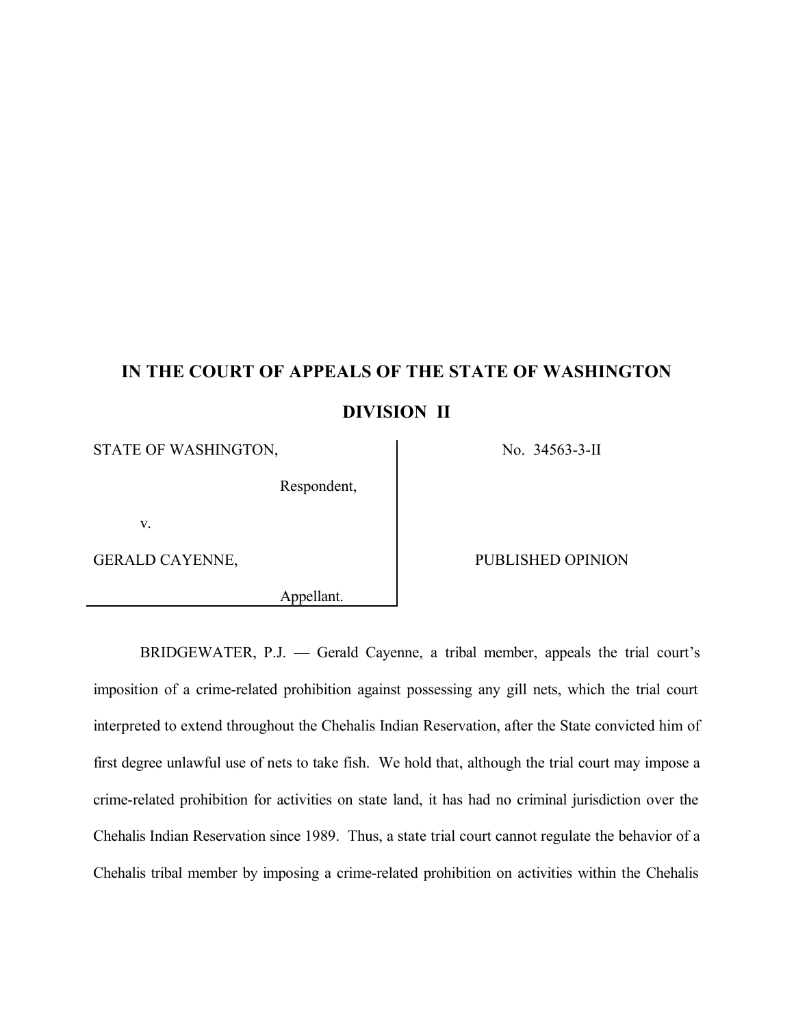# IN THE COURT OF APPEALS OF THE STATE OF WASHINGTON

## DIVISION II

| | |
|---|---|
| STATE OF WASHINGTON,<br><br>Respondent,<br><br>v.<br><br>GERALD CAYENNE,<br><br>Appellant. | No. 34563-3-II<br><br><br><br><br><br>PUBLISHED OPINION |

BRIDGEWATER, P.J. — Gerald Cayenne, a tribal member, appeals the trial court's imposition of a crime-related prohibition against possessing any gill nets, which the trial court interpreted to extend throughout the Chehalis Indian Reservation, after the State convicted him of first degree unlawful use of nets to take fish. We hold that, although the trial court may impose a crime-related prohibition for activities on state land, it has had no criminal jurisdiction over the Chehalis Indian Reservation since 1989. Thus, a state trial court cannot regulate the behavior of a Chehalis tribal member by imposing a crime-related prohibition on activities within the Chehalis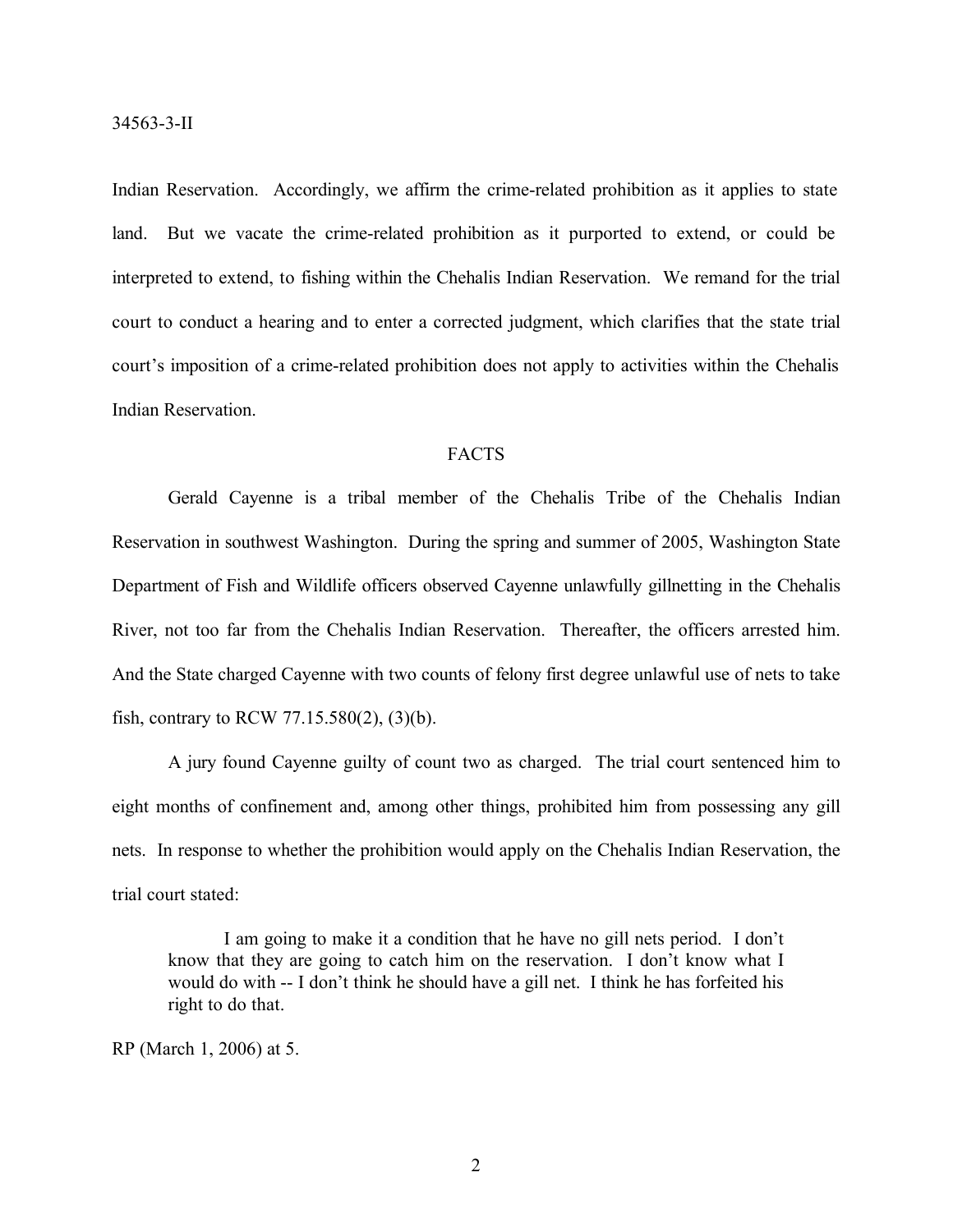Indian Reservation. Accordingly, we affirm the crime-related prohibition as it applies to state land. But we vacate the crime-related prohibition as it purported to extend, or could be interpreted to extend, to fishing within the Chehalis Indian Reservation. We remand for the trial court to conduct a hearing and to enter a corrected judgment, which clarifies that the state trial court's imposition of a crime-related prohibition does not apply to activities within the Chehalis Indian Reservation.

## FACTS

Gerald Cayenne is a tribal member of the Chehalis Tribe of the Chehalis Indian Reservation in southwest Washington. During the spring and summer of 2005, Washington State Department of Fish and Wildlife officers observed Cayenne unlawfully gillnetting in the Chehalis River, not too far from the Chehalis Indian Reservation. Thereafter, the officers arrested him. And the State charged Cayenne with two counts of felony first degree unlawful use of nets to take fish, contrary to RCW 77.15.580(2), (3)(b).

A jury found Cayenne guilty of count two as charged. The trial court sentenced him to eight months of confinement and, among other things, prohibited him from possessing any gill nets. In response to whether the prohibition would apply on the Chehalis Indian Reservation, the trial court stated:

> I am going to make it a condition that he have no gill nets period. I don't know that they are going to catch him on the reservation. I don't know what I would do with -- I don't think he should have a gill net. I think he has forfeited his right to do that.

RP (March 1, 2006) at 5.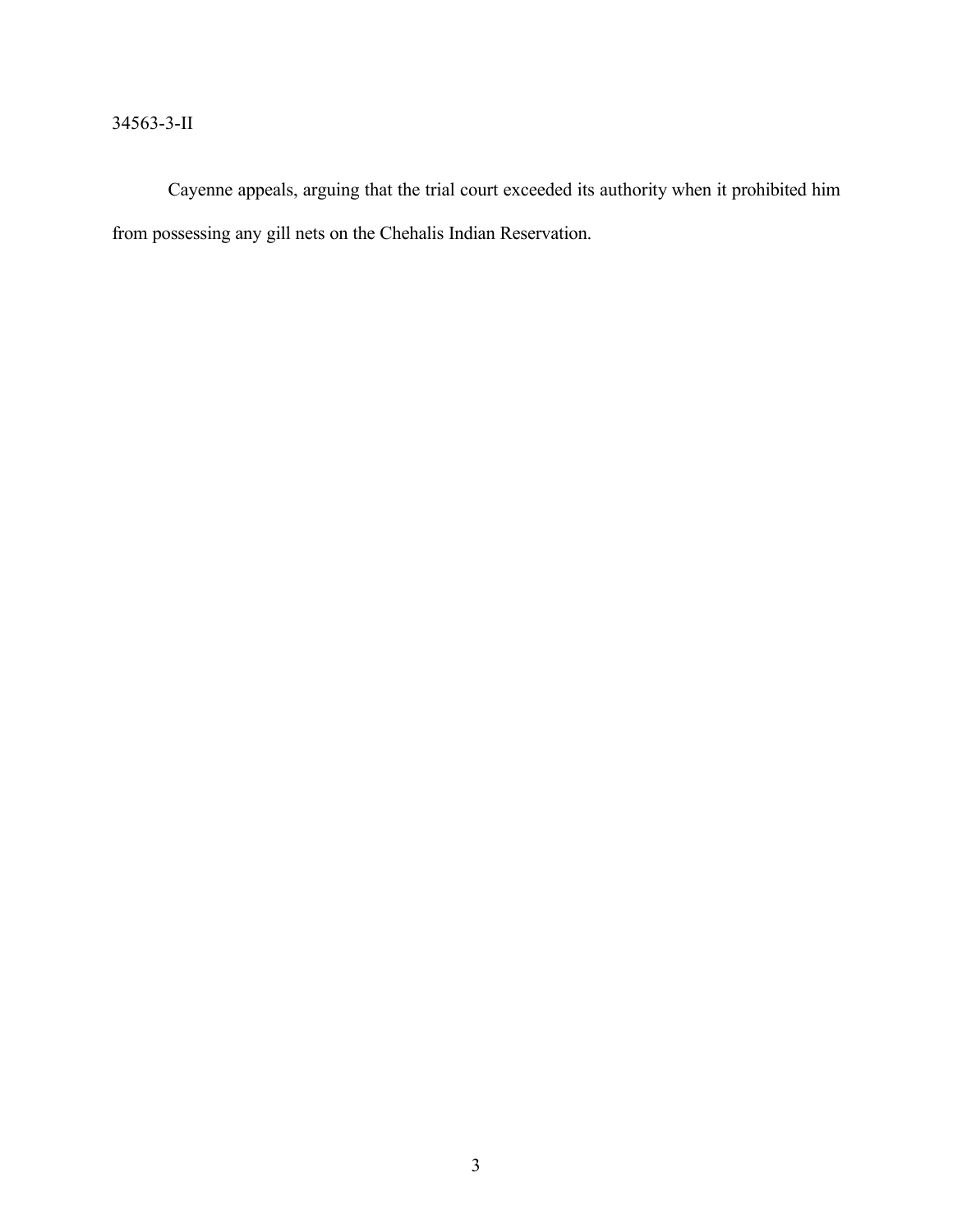Cayenne appeals, arguing that the trial court exceeded its authority when it prohibited him from possessing any gill nets on the Chehalis Indian Reservation.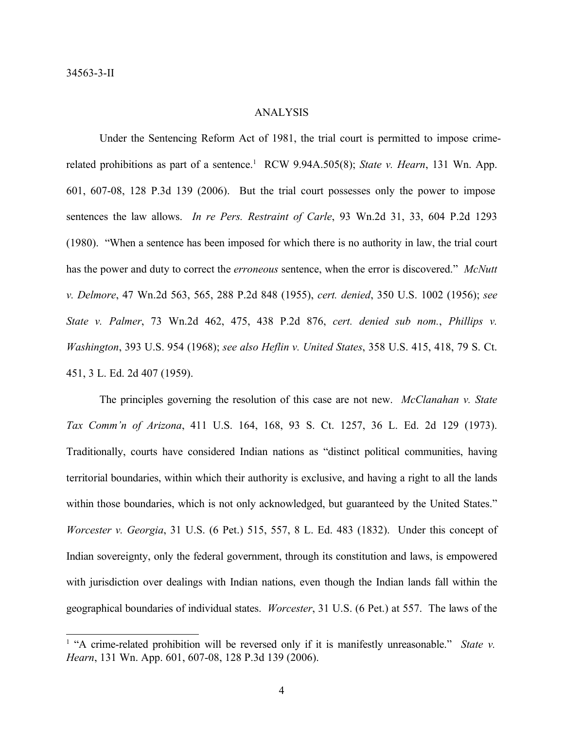## ANALYSIS

Under the Sentencing Reform Act of 1981, the trial court is permitted to impose crime-related prohibitions as part of a sentence.[1] RCW 9.94A.505(8); *State v. Hearn*, 131 Wn. App. 601, 607-08, 128 P.3d 139 (2006). But the trial court possesses only the power to impose sentences the law allows. *In re Pers. Restraint of Carle*, 93 Wn.2d 31, 33, 604 P.2d 1293 (1980). "When a sentence has been imposed for which there is no authority in law, the trial court has the power and duty to correct the *erroneous* sentence, when the error is discovered." *McNutt v. Delmore*, 47 Wn.2d 563, 565, 288 P.2d 848 (1955), *cert. denied*, 350 U.S. 1002 (1956); *see State v. Palmer*, 73 Wn.2d 462, 475, 438 P.2d 876, *cert. denied sub nom.*, *Phillips v. Washington*, 393 U.S. 954 (1968); *see also Heflin v. United States*, 358 U.S. 415, 418, 79 S. Ct. 451, 3 L. Ed. 2d 407 (1959).

The principles governing the resolution of this case are not new. *McClanahan v. State Tax Comm'n of Arizona*, 411 U.S. 164, 168, 93 S. Ct. 1257, 36 L. Ed. 2d 129 (1973). Traditionally, courts have considered Indian nations as "distinct political communities, having territorial boundaries, within which their authority is exclusive, and having a right to all the lands within those boundaries, which is not only acknowledged, but guaranteed by the United States." *Worcester v. Georgia*, 31 U.S. (6 Pet.) 515, 557, 8 L. Ed. 483 (1832). Under this concept of Indian sovereignty, only the federal government, through its constitution and laws, is empowered with jurisdiction over dealings with Indian nations, even though the Indian lands fall within the geographical boundaries of individual states. *Worcester*, 31 U.S. (6 Pet.) at 557. The laws of the

---

[1] "A crime-related prohibition will be reversed only if it is manifestly unreasonable." *State v. Hearn*, 131 Wn. App. 601, 607-08, 128 P.3d 139 (2006).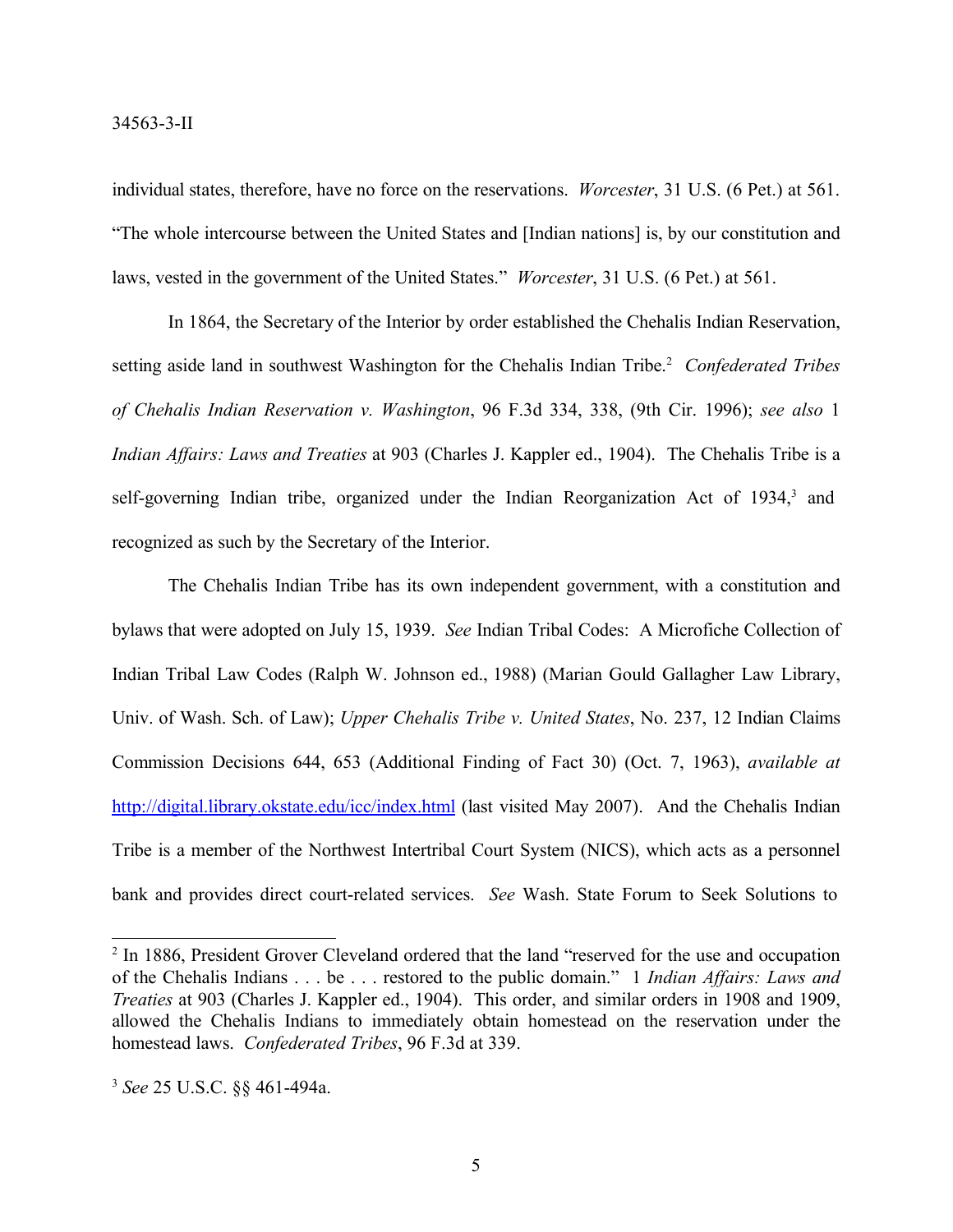individual states, therefore, have no force on the reservations. *Worcester*, 31 U.S. (6 Pet.) at 561. "The whole intercourse between the United States and [Indian nations] is, by our constitution and laws, vested in the government of the United States." *Worcester*, 31 U.S. (6 Pet.) at 561.

In 1864, the Secretary of the Interior by order established the Chehalis Indian Reservation, setting aside land in southwest Washington for the Chehalis Indian Tribe.[2] *Confederated Tribes of Chehalis Indian Reservation v. Washington*, 96 F.3d 334, 338, (9th Cir. 1996); *see also* 1 *Indian Affairs: Laws and Treaties* at 903 (Charles J. Kappler ed., 1904). The Chehalis Tribe is a self-governing Indian tribe, organized under the Indian Reorganization Act of 1934,[3] and recognized as such by the Secretary of the Interior.

The Chehalis Indian Tribe has its own independent government, with a constitution and bylaws that were adopted on July 15, 1939. *See* Indian Tribal Codes: A Microfiche Collection of Indian Tribal Law Codes (Ralph W. Johnson ed., 1988) (Marian Gould Gallagher Law Library, Univ. of Wash. Sch. of Law); *Upper Chehalis Tribe v. United States*, No. 237, 12 Indian Claims Commission Decisions 644, 653 (Additional Finding of Fact 30) (Oct. 7, 1963), *available at* http://digital.library.okstate.edu/icc/index.html (last visited May 2007). And the Chehalis Indian Tribe is a member of the Northwest Intertribal Court System (NICS), which acts as a personnel bank and provides direct court-related services. *See* Wash. State Forum to Seek Solutions to

---

[2] In 1886, President Grover Cleveland ordered that the land "reserved for the use and occupation of the Chehalis Indians . . . be . . . restored to the public domain." 1 *Indian Affairs: Laws and Treaties* at 903 (Charles J. Kappler ed., 1904). This order, and similar orders in 1908 and 1909, allowed the Chehalis Indians to immediately obtain homestead on the reservation under the homestead laws. *Confederated Tribes*, 96 F.3d at 339.

[3] *See* 25 U.S.C. §§ 461-494a.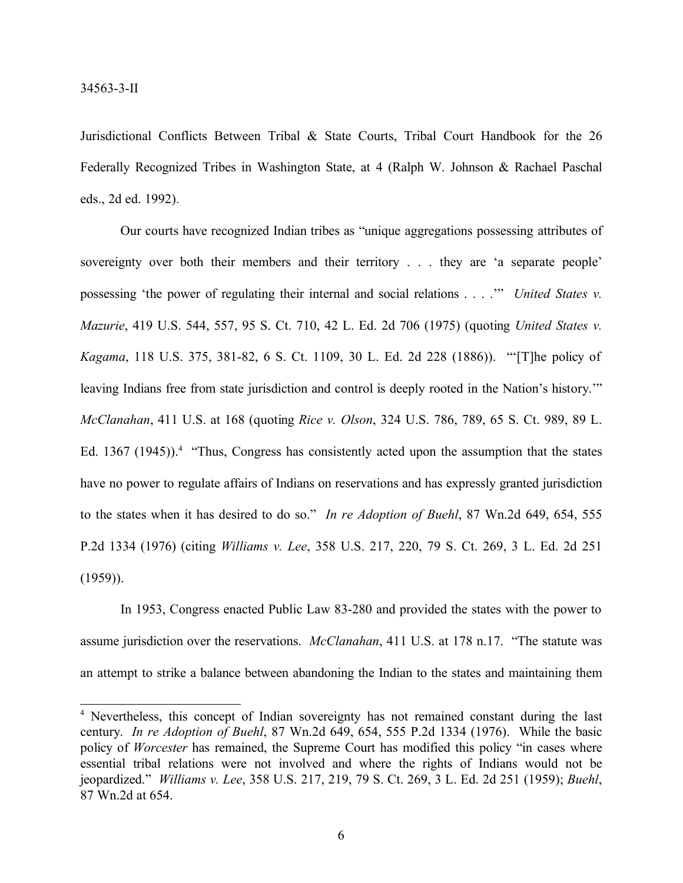Jurisdictional Conflicts Between Tribal & State Courts, Tribal Court Handbook for the 26 Federally Recognized Tribes in Washington State, at 4 (Ralph W. Johnson & Rachael Paschal eds., 2d ed. 1992).

Our courts have recognized Indian tribes as "unique aggregations possessing attributes of sovereignty over both their members and their territory . . . they are 'a separate people' possessing 'the power of regulating their internal and social relations . . . .'" *United States v. Mazurie*, 419 U.S. 544, 557, 95 S. Ct. 710, 42 L. Ed. 2d 706 (1975) (quoting *United States v. Kagama*, 118 U.S. 375, 381-82, 6 S. Ct. 1109, 30 L. Ed. 2d 228 (1886)). "'[T]he policy of leaving Indians free from state jurisdiction and control is deeply rooted in the Nation's history.'" *McClanahan*, 411 U.S. at 168 (quoting *Rice v. Olson*, 324 U.S. 786, 789, 65 S. Ct. 989, 89 L. Ed. 1367 (1945)).[4] "Thus, Congress has consistently acted upon the assumption that the states have no power to regulate affairs of Indians on reservations and has expressly granted jurisdiction to the states when it has desired to do so." *In re Adoption of Buehl*, 87 Wn.2d 649, 654, 555 P.2d 1334 (1976) (citing *Williams v. Lee*, 358 U.S. 217, 220, 79 S. Ct. 269, 3 L. Ed. 2d 251 (1959)).

In 1953, Congress enacted Public Law 83-280 and provided the states with the power to assume jurisdiction over the reservations. *McClanahan*, 411 U.S. at 178 n.17. "The statute was an attempt to strike a balance between abandoning the Indian to the states and maintaining them

---

[4] Nevertheless, this concept of Indian sovereignty has not remained constant during the last century. *In re Adoption of Buehl*, 87 Wn.2d 649, 654, 555 P.2d 1334 (1976). While the basic policy of *Worcester* has remained, the Supreme Court has modified this policy "in cases where essential tribal relations were not involved and where the rights of Indians would not be jeopardized." *Williams v. Lee*, 358 U.S. 217, 219, 79 S. Ct. 269, 3 L. Ed. 2d 251 (1959); *Buehl*, 87 Wn.2d at 654.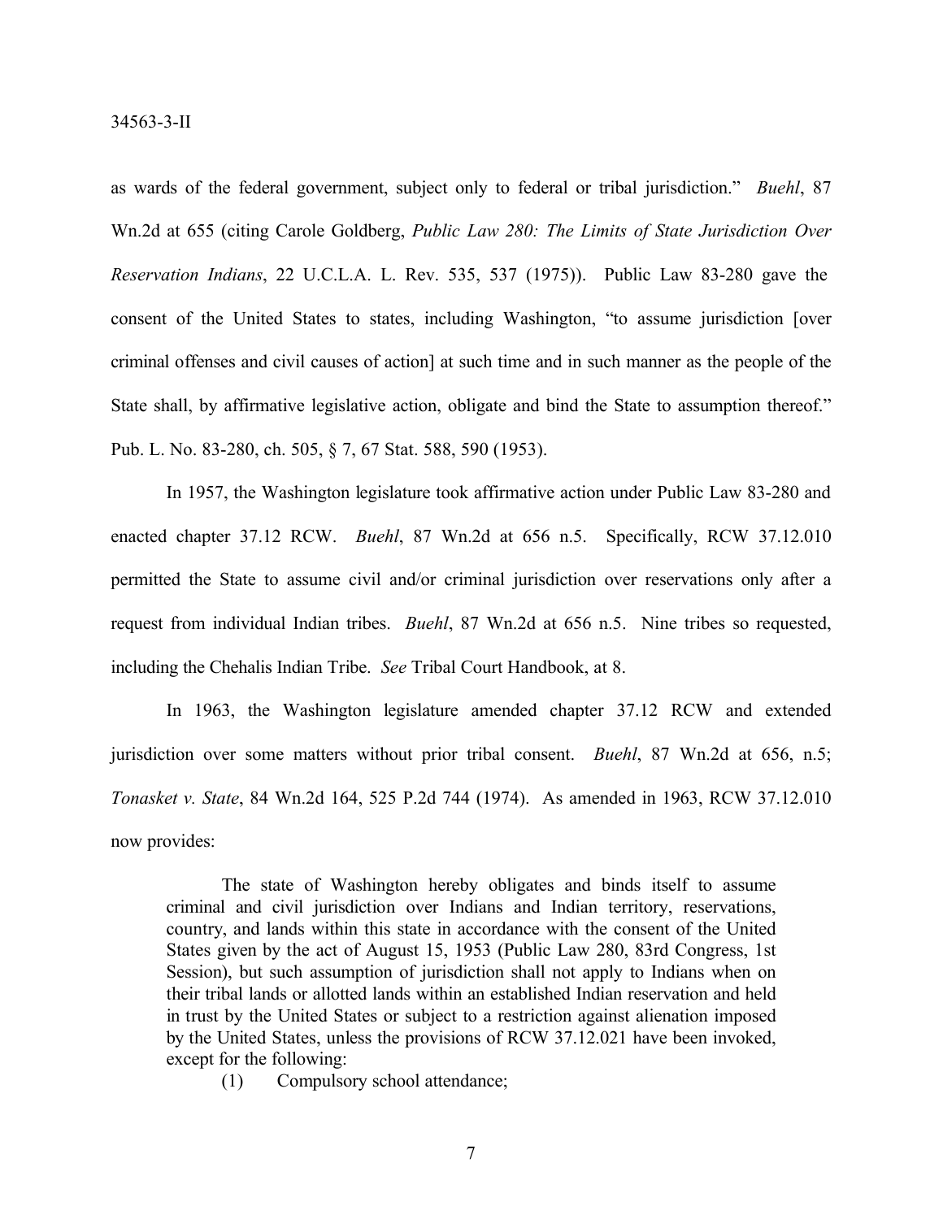as wards of the federal government, subject only to federal or tribal jurisdiction." *Buehl*, 87 Wn.2d at 655 (citing Carole Goldberg, *Public Law 280: The Limits of State Jurisdiction Over Reservation Indians*, 22 U.C.L.A. L. Rev. 535, 537 (1975)). Public Law 83-280 gave the consent of the United States to states, including Washington, "to assume jurisdiction [over criminal offenses and civil causes of action] at such time and in such manner as the people of the State shall, by affirmative legislative action, obligate and bind the State to assumption thereof." Pub. L. No. 83-280, ch. 505, § 7, 67 Stat. 588, 590 (1953).

In 1957, the Washington legislature took affirmative action under Public Law 83-280 and enacted chapter 37.12 RCW. *Buehl*, 87 Wn.2d at 656 n.5. Specifically, RCW 37.12.010 permitted the State to assume civil and/or criminal jurisdiction over reservations only after a request from individual Indian tribes. *Buehl*, 87 Wn.2d at 656 n.5. Nine tribes so requested, including the Chehalis Indian Tribe. *See* Tribal Court Handbook, at 8.

In 1963, the Washington legislature amended chapter 37.12 RCW and extended jurisdiction over some matters without prior tribal consent. *Buehl*, 87 Wn.2d at 656, n.5; *Tonasket v. State*, 84 Wn.2d 164, 525 P.2d 744 (1974). As amended in 1963, RCW 37.12.010 now provides:

> The state of Washington hereby obligates and binds itself to assume criminal and civil jurisdiction over Indians and Indian territory, reservations, country, and lands within this state in accordance with the consent of the United States given by the act of August 15, 1953 (Public Law 280, 83rd Congress, 1st Session), but such assumption of jurisdiction shall not apply to Indians when on their tribal lands or allotted lands within an established Indian reservation and held in trust by the United States or subject to a restriction against alienation imposed by the United States, unless the provisions of RCW 37.12.021 have been invoked, except for the following:
>
> (1) Compulsory school attendance;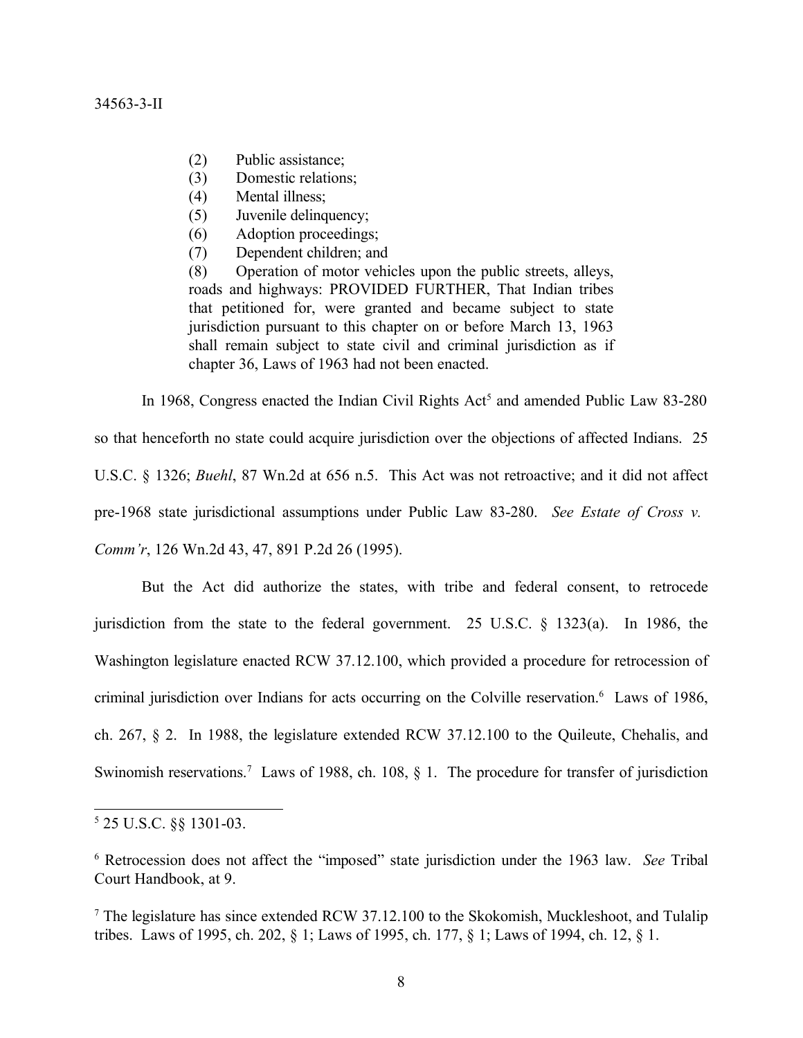> (2) Public assistance;
> (3) Domestic relations;
> (4) Mental illness;
> (5) Juvenile delinquency;
> (6) Adoption proceedings;
> (7) Dependent children; and
> (8) Operation of motor vehicles upon the public streets, alleys, roads and highways: PROVIDED FURTHER, That Indian tribes that petitioned for, were granted and became subject to state jurisdiction pursuant to this chapter on or before March 13, 1963 shall remain subject to state civil and criminal jurisdiction as if chapter 36, Laws of 1963 had not been enacted.

In 1968, Congress enacted the Indian Civil Rights Act[5] and amended Public Law 83-280 so that henceforth no state could acquire jurisdiction over the objections of affected Indians. 25 U.S.C. § 1326; *Buehl*, 87 Wn.2d at 656 n.5. This Act was not retroactive; and it did not affect pre-1968 state jurisdictional assumptions under Public Law 83-280. *See Estate of Cross v. Comm'r*, 126 Wn.2d 43, 47, 891 P.2d 26 (1995).

But the Act did authorize the states, with tribe and federal consent, to retrocede jurisdiction from the state to the federal government. 25 U.S.C. § 1323(a). In 1986, the Washington legislature enacted RCW 37.12.100, which provided a procedure for retrocession of criminal jurisdiction over Indians for acts occurring on the Colville reservation.[6] Laws of 1986, ch. 267, § 2. In 1988, the legislature extended RCW 37.12.100 to the Quileute, Chehalis, and Swinomish reservations.[7] Laws of 1988, ch. 108, § 1. The procedure for transfer of jurisdiction

---

[5] 25 U.S.C. §§ 1301-03.

[6] Retrocession does not affect the "imposed" state jurisdiction under the 1963 law. *See* Tribal Court Handbook, at 9.

[7] The legislature has since extended RCW 37.12.100 to the Skokomish, Muckleshoot, and Tulalip tribes. Laws of 1995, ch. 202, § 1; Laws of 1995, ch. 177, § 1; Laws of 1994, ch. 12, § 1.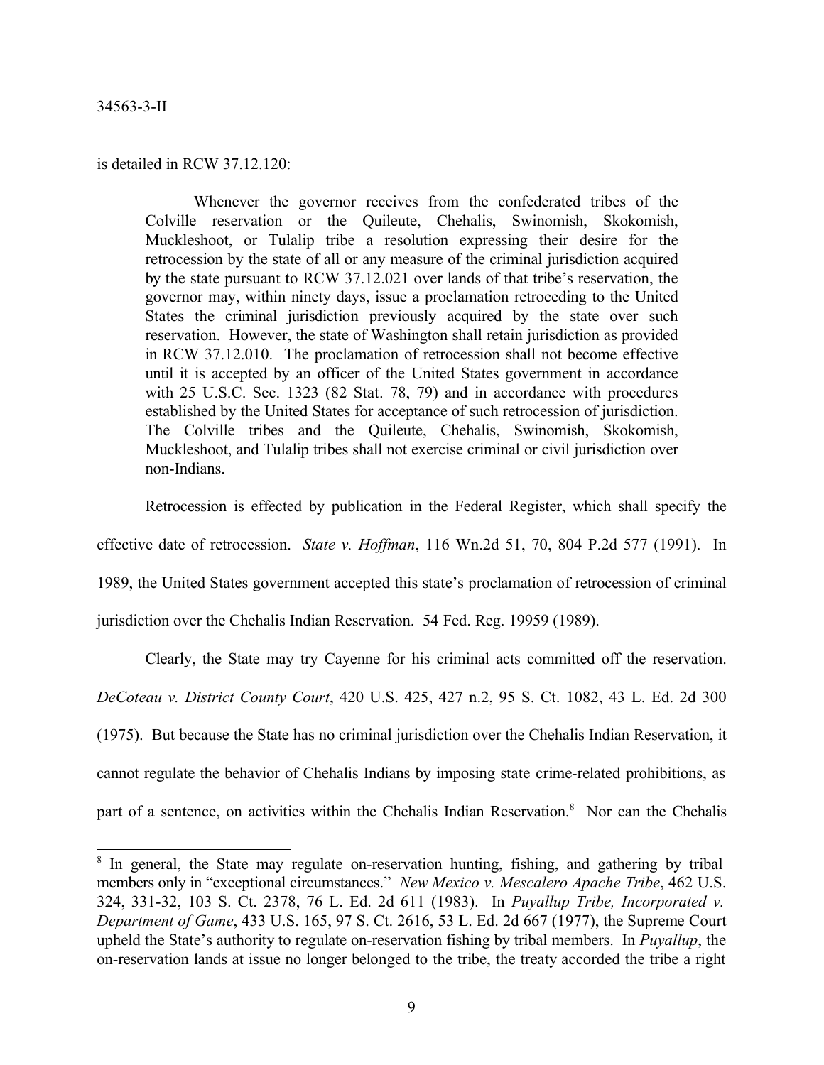is detailed in RCW 37.12.120:

> Whenever the governor receives from the confederated tribes of the Colville reservation or the Quileute, Chehalis, Swinomish, Skokomish, Muckleshoot, or Tulalip tribe a resolution expressing their desire for the retrocession by the state of all or any measure of the criminal jurisdiction acquired by the state pursuant to RCW 37.12.021 over lands of that tribe's reservation, the governor may, within ninety days, issue a proclamation retroceding to the United States the criminal jurisdiction previously acquired by the state over such reservation. However, the state of Washington shall retain jurisdiction as provided in RCW 37.12.010. The proclamation of retrocession shall not become effective until it is accepted by an officer of the United States government in accordance with 25 U.S.C. Sec. 1323 (82 Stat. 78, 79) and in accordance with procedures established by the United States for acceptance of such retrocession of jurisdiction. The Colville tribes and the Quileute, Chehalis, Swinomish, Skokomish, Muckleshoot, and Tulalip tribes shall not exercise criminal or civil jurisdiction over non-Indians.

Retrocession is effected by publication in the Federal Register, which shall specify the effective date of retrocession. *State v. Hoffman*, 116 Wn.2d 51, 70, 804 P.2d 577 (1991). In 1989, the United States government accepted this state's proclamation of retrocession of criminal jurisdiction over the Chehalis Indian Reservation. 54 Fed. Reg. 19959 (1989).

Clearly, the State may try Cayenne for his criminal acts committed off the reservation. *DeCoteau v. District County Court*, 420 U.S. 425, 427 n.2, 95 S. Ct. 1082, 43 L. Ed. 2d 300 (1975). But because the State has no criminal jurisdiction over the Chehalis Indian Reservation, it cannot regulate the behavior of Chehalis Indians by imposing state crime-related prohibitions, as part of a sentence, on activities within the Chehalis Indian Reservation.[8] Nor can the Chehalis

[8] In general, the State may regulate on-reservation hunting, fishing, and gathering by tribal members only in "exceptional circumstances." *New Mexico v. Mescalero Apache Tribe*, 462 U.S. 324, 331-32, 103 S. Ct. 2378, 76 L. Ed. 2d 611 (1983). In *Puyallup Tribe, Incorporated v. Department of Game*, 433 U.S. 165, 97 S. Ct. 2616, 53 L. Ed. 2d 667 (1977), the Supreme Court upheld the State's authority to regulate on-reservation fishing by tribal members. In *Puyallup*, the on-reservation lands at issue no longer belonged to the tribe, the treaty accorded the tribe a right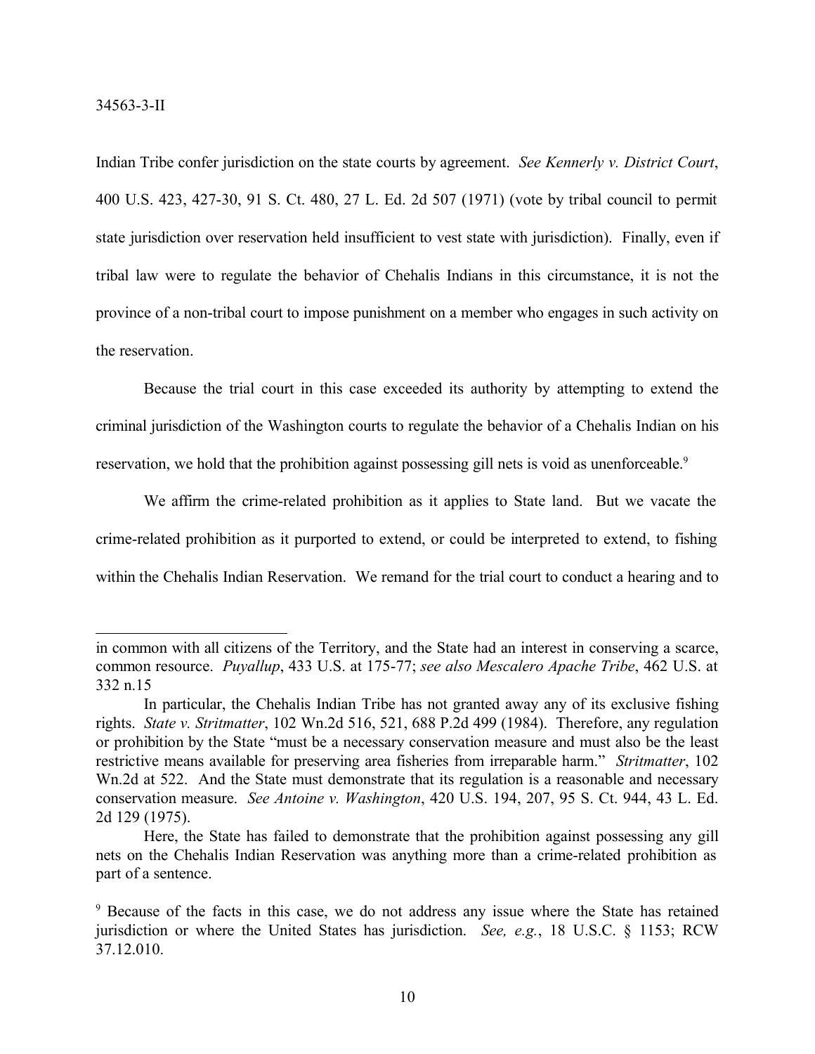Indian Tribe confer jurisdiction on the state courts by agreement. *See Kennerly v. District Court*, 400 U.S. 423, 427-30, 91 S. Ct. 480, 27 L. Ed. 2d 507 (1971) (vote by tribal council to permit state jurisdiction over reservation held insufficient to vest state with jurisdiction). Finally, even if tribal law were to regulate the behavior of Chehalis Indians in this circumstance, it is not the province of a non-tribal court to impose punishment on a member who engages in such activity on the reservation.

Because the trial court in this case exceeded its authority by attempting to extend the criminal jurisdiction of the Washington courts to regulate the behavior of a Chehalis Indian on his reservation, we hold that the prohibition against possessing gill nets is void as unenforceable.[9]

We affirm the crime-related prohibition as it applies to State land. But we vacate the crime-related prohibition as it purported to extend, or could be interpreted to extend, to fishing within the Chehalis Indian Reservation. We remand for the trial court to conduct a hearing and to

---

in common with all citizens of the Territory, and the State had an interest in conserving a scarce, common resource. *Puyallup*, 433 U.S. at 175-77; *see also Mescalero Apache Tribe*, 462 U.S. at 332 n.15

In particular, the Chehalis Indian Tribe has not granted away any of its exclusive fishing rights. *State v. Stritmatter*, 102 Wn.2d 516, 521, 688 P.2d 499 (1984). Therefore, any regulation or prohibition by the State "must be a necessary conservation measure and must also be the least restrictive means available for preserving area fisheries from irreparable harm." *Stritmatter*, 102 Wn.2d at 522. And the State must demonstrate that its regulation is a reasonable and necessary conservation measure. *See Antoine v. Washington*, 420 U.S. 194, 207, 95 S. Ct. 944, 43 L. Ed. 2d 129 (1975).

Here, the State has failed to demonstrate that the prohibition against possessing any gill nets on the Chehalis Indian Reservation was anything more than a crime-related prohibition as part of a sentence.

[9] Because of the facts in this case, we do not address any issue where the State has retained jurisdiction or where the United States has jurisdiction. *See, e.g.*, 18 U.S.C. § 1153; RCW 37.12.010.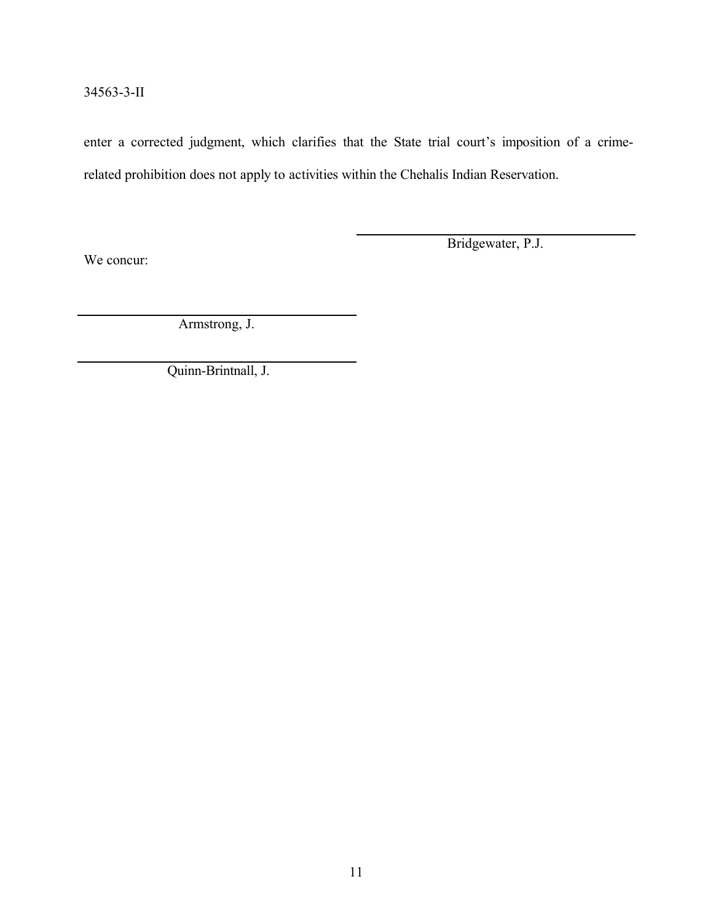enter a corrected judgment, which clarifies that the State trial court's imposition of a crime-related prohibition does not apply to activities within the Chehalis Indian Reservation.

Bridgewater, P.J.

We concur:

Armstrong, J.

Quinn-Brintnall, J.